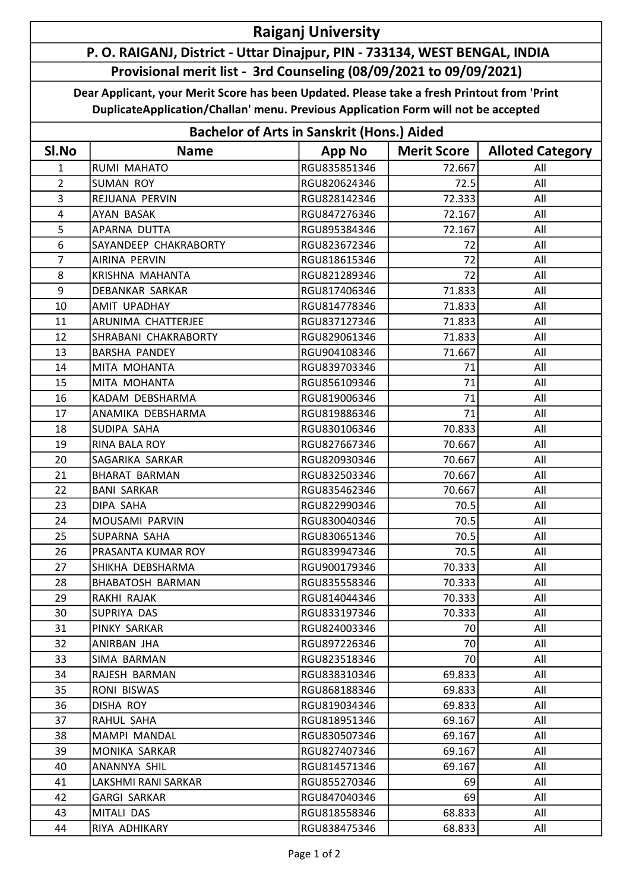# Raiganj University

## P. O. RAIGANJ, District - Uttar Dinajpur, PIN - 733134, WEST BENGAL, INDIA

### Provisional merit list - 3rd Counseling (08/09/2021 to 09/09/2021)

**Dear Applicant, your Merit Score has been Updated. Please take a fresh Printout from 'Print DuplicateApplication/Challan' menu. Previous Application Form will not be accepted**

### Bachelor of Arts in Sanskrit (Hons.) Aided

| Sl.No | Name | App No | Merit Score | Alloted Category |
|---|---|---|---|---|
| 1 | RUMI MAHATO | RGU835851346 | 72.667 | All |
| 2 | SUMAN ROY | RGU820624346 | 72.5 | All |
| 3 | REJUANA PERVIN | RGU828142346 | 72.333 | All |
| 4 | AYAN BASAK | RGU847276346 | 72.167 | All |
| 5 | APARNA DUTTA | RGU895384346 | 72.167 | All |
| 6 | SAYANDEEP CHAKRABORTY | RGU823672346 | 72 | All |
| 7 | AIRINA PERVIN | RGU818615346 | 72 | All |
| 8 | KRISHNA MAHANTA | RGU821289346 | 72 | All |
| 9 | DEBANKAR SARKAR | RGU817406346 | 71.833 | All |
| 10 | AMIT UPADHAY | RGU814778346 | 71.833 | All |
| 11 | ARUNIMA CHATTERJEE | RGU837127346 | 71.833 | All |
| 12 | SHRABANI CHAKRABORTY | RGU829061346 | 71.833 | All |
| 13 | BARSHA PANDEY | RGU904108346 | 71.667 | All |
| 14 | MITA MOHANTA | RGU839703346 | 71 | All |
| 15 | MITA MOHANTA | RGU856109346 | 71 | All |
| 16 | KADAM DEBSHARMA | RGU819006346 | 71 | All |
| 17 | ANAMIKA DEBSHARMA | RGU819886346 | 71 | All |
| 18 | SUDIPA SAHA | RGU830106346 | 70.833 | All |
| 19 | RINA BALA ROY | RGU827667346 | 70.667 | All |
| 20 | SAGARIKA SARKAR | RGU820930346 | 70.667 | All |
| 21 | BHARAT BARMAN | RGU832503346 | 70.667 | All |
| 22 | BANI SARKAR | RGU835462346 | 70.667 | All |
| 23 | DIPA SAHA | RGU822990346 | 70.5 | All |
| 24 | MOUSAMI PARVIN | RGU830040346 | 70.5 | All |
| 25 | SUPARNA SAHA | RGU830651346 | 70.5 | All |
| 26 | PRASANTA KUMAR ROY | RGU839947346 | 70.5 | All |
| 27 | SHIKHA DEBSHARMA | RGU900179346 | 70.333 | All |
| 28 | BHABATOSH BARMAN | RGU835558346 | 70.333 | All |
| 29 | RAKHI RAJAK | RGU814044346 | 70.333 | All |
| 30 | SUPRIYA DAS | RGU833197346 | 70.333 | All |
| 31 | PINKY SARKAR | RGU824003346 | 70 | All |
| 32 | ANIRBAN JHA | RGU897226346 | 70 | All |
| 33 | SIMA BARMAN | RGU823518346 | 70 | All |
| 34 | RAJESH BARMAN | RGU838310346 | 69.833 | All |
| 35 | RONI BISWAS | RGU868188346 | 69.833 | All |
| 36 | DISHA ROY | RGU819034346 | 69.833 | All |
| 37 | RAHUL SAHA | RGU818951346 | 69.167 | All |
| 38 | MAMPI MANDAL | RGU830507346 | 69.167 | All |
| 39 | MONIKA SARKAR | RGU827407346 | 69.167 | All |
| 40 | ANANNYA SHIL | RGU814571346 | 69.167 | All |
| 41 | LAKSHMI RANI SARKAR | RGU855270346 | 69 | All |
| 42 | GARGI SARKAR | RGU847040346 | 69 | All |
| 43 | MITALI DAS | RGU818558346 | 68.833 | All |
| 44 | RIYA ADHIKARY | RGU838475346 | 68.833 | All |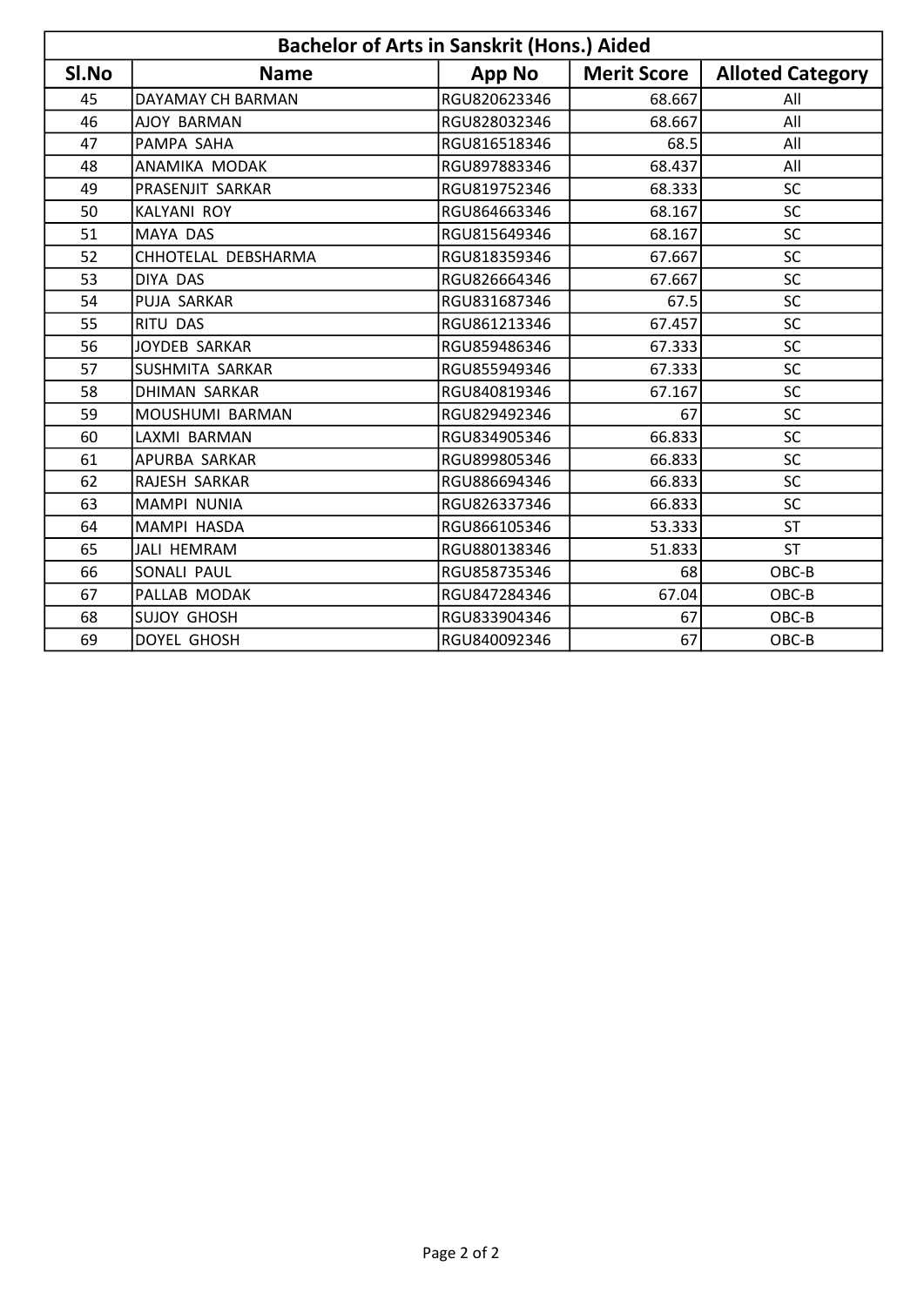| Bachelor of Arts in Sanskrit (Hons.) Aided | | | | |
|---|---|---|---|---|
| Sl.No | Name | App No | Merit Score | Alloted Category |
| 45 | DAYAMAY CH BARMAN | RGU820623346 | 68.667 | All |
| 46 | AJOY BARMAN | RGU828032346 | 68.667 | All |
| 47 | PAMPA SAHA | RGU816518346 | 68.5 | All |
| 48 | ANAMIKA MODAK | RGU897883346 | 68.437 | All |
| 49 | PRASENJIT SARKAR | RGU819752346 | 68.333 | SC |
| 50 | KALYANI ROY | RGU864663346 | 68.167 | SC |
| 51 | MAYA DAS | RGU815649346 | 68.167 | SC |
| 52 | CHHOTELAL DEBSHARMA | RGU818359346 | 67.667 | SC |
| 53 | DIYA DAS | RGU826664346 | 67.667 | SC |
| 54 | PUJA SARKAR | RGU831687346 | 67.5 | SC |
| 55 | RITU DAS | RGU861213346 | 67.457 | SC |
| 56 | JOYDEB SARKAR | RGU859486346 | 67.333 | SC |
| 57 | SUSHMITA SARKAR | RGU855949346 | 67.333 | SC |
| 58 | DHIMAN SARKAR | RGU840819346 | 67.167 | SC |
| 59 | MOUSHUMI BARMAN | RGU829492346 | 67 | SC |
| 60 | LAXMI BARMAN | RGU834905346 | 66.833 | SC |
| 61 | APURBA SARKAR | RGU899805346 | 66.833 | SC |
| 62 | RAJESH SARKAR | RGU886694346 | 66.833 | SC |
| 63 | MAMPI NUNIA | RGU826337346 | 66.833 | SC |
| 64 | MAMPI HASDA | RGU866105346 | 53.333 | ST |
| 65 | JALI HEMRAM | RGU880138346 | 51.833 | ST |
| 66 | SONALI PAUL | RGU858735346 | 68 | OBC-B |
| 67 | PALLAB MODAK | RGU847284346 | 67.04 | OBC-B |
| 68 | SUJOY GHOSH | RGU833904346 | 67 | OBC-B |
| 69 | DOYEL GHOSH | RGU840092346 | 67 | OBC-B |